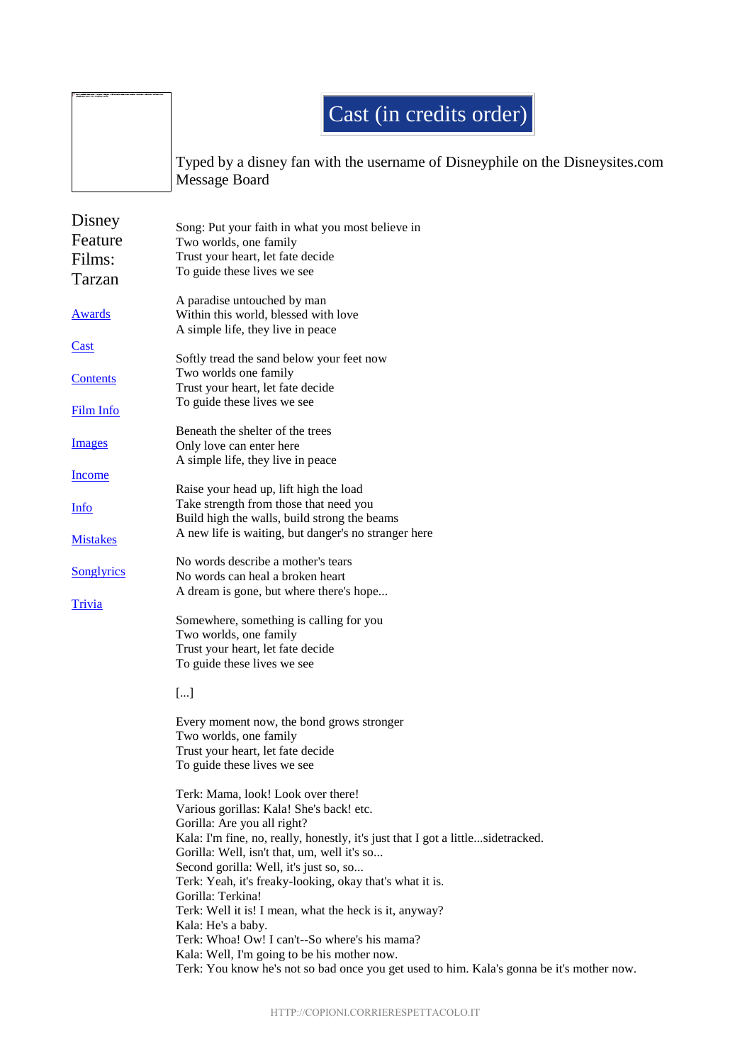# Cast (in credits order)

Typed by a disney fan with the username of Disneyphile on the Disneysites.com Message Board

Disney Feature Films: Tarzan

Awards

Cast

Contents

Film Info

Images

Income

Info

Mistakes

Songlyrics

Trivia

Song: Put your faith in what you most believe in
Two worlds, one family
Trust your heart, let fate decide
To guide these lives we see

A paradise untouched by man
Within this world, blessed with love
A simple life, they live in peace

Softly tread the sand below your feet now
Two worlds one family
Trust your heart, let fate decide
To guide these lives we see

Beneath the shelter of the trees
Only love can enter here
A simple life, they live in peace

Raise your head up, lift high the load
Take strength from those that need you
Build high the walls, build strong the beams
A new life is waiting, but danger's no stranger here

No words describe a mother's tears
No words can heal a broken heart
A dream is gone, but where there's hope...

Somewhere, something is calling for you
Two worlds, one family
Trust your heart, let fate decide
To guide these lives we see

[...]

Every moment now, the bond grows stronger
Two worlds, one family
Trust your heart, let fate decide
To guide these lives we see

Terk: Mama, look! Look over there!
Various gorillas: Kala! She's back! etc.
Gorilla: Are you all right?
Kala: I'm fine, no, really, honestly, it's just that I got a little...sidetracked.
Gorilla: Well, isn't that, um, well it's so...
Second gorilla: Well, it's just so, so...
Terk: Yeah, it's freaky-looking, okay that's what it is.
Gorilla: Terkina!
Terk: Well it is! I mean, what the heck is it, anyway?
Kala: He's a baby.
Terk: Whoa! Ow! I can't--So where's his mama?
Kala: Well, I'm going to be his mother now.
Terk: You know he's not so bad once you get used to him. Kala's gonna be it's mother now.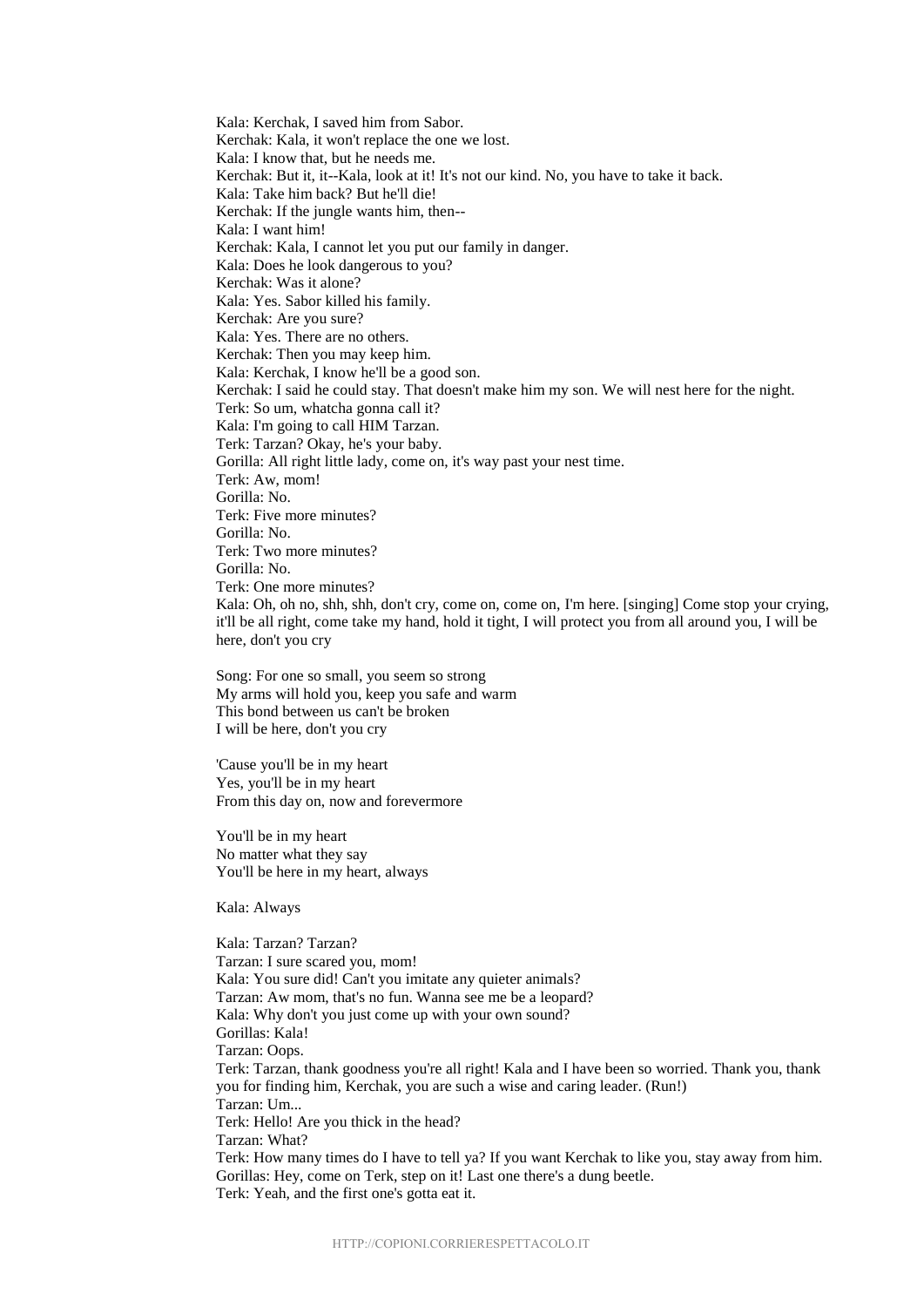Kala: Kerchak, I saved him from Sabor.
Kerchak: Kala, it won't replace the one we lost.
Kala: I know that, but he needs me.
Kerchak: But it, it--Kala, look at it! It's not our kind. No, you have to take it back.
Kala: Take him back? But he'll die!
Kerchak: If the jungle wants him, then--
Kala: I want him!
Kerchak: Kala, I cannot let you put our family in danger.
Kala: Does he look dangerous to you?
Kerchak: Was it alone?
Kala: Yes. Sabor killed his family.
Kerchak: Are you sure?
Kala: Yes. There are no others.
Kerchak: Then you may keep him.
Kala: Kerchak, I know he'll be a good son.
Kerchak: I said he could stay. That doesn't make him my son. We will nest here for the night.
Terk: So um, whatcha gonna call it?
Kala: I'm going to call HIM Tarzan.
Terk: Tarzan? Okay, he's your baby.
Gorilla: All right little lady, come on, it's way past your nest time.
Terk: Aw, mom!
Gorilla: No.
Terk: Five more minutes?
Gorilla: No.
Terk: Two more minutes?
Gorilla: No.
Terk: One more minutes?
Kala: Oh, oh no, shh, shh, don't cry, come on, come on, I'm here. [singing] Come stop your crying, it'll be all right, come take my hand, hold it tight, I will protect you from all around you, I will be here, don't you cry

Song: For one so small, you seem so strong
My arms will hold you, keep you safe and warm
This bond between us can't be broken
I will be here, don't you cry

'Cause you'll be in my heart
Yes, you'll be in my heart
From this day on, now and forevermore

You'll be in my heart
No matter what they say
You'll be here in my heart, always

Kala: Always

Kala: Tarzan? Tarzan?
Tarzan: I sure scared you, mom!
Kala: You sure did! Can't you imitate any quieter animals?
Tarzan: Aw mom, that's no fun. Wanna see me be a leopard?
Kala: Why don't you just come up with your own sound?
Gorillas: Kala!
Tarzan: Oops.
Terk: Tarzan, thank goodness you're all right! Kala and I have been so worried. Thank you, thank you for finding him, Kerchak, you are such a wise and caring leader. (Run!)
Tarzan: Um...
Terk: Hello! Are you thick in the head?
Tarzan: What?
Terk: How many times do I have to tell ya? If you want Kerchak to like you, stay away from him.
Gorillas: Hey, come on Terk, step on it! Last one there's a dung beetle.
Terk: Yeah, and the first one's gotta eat it.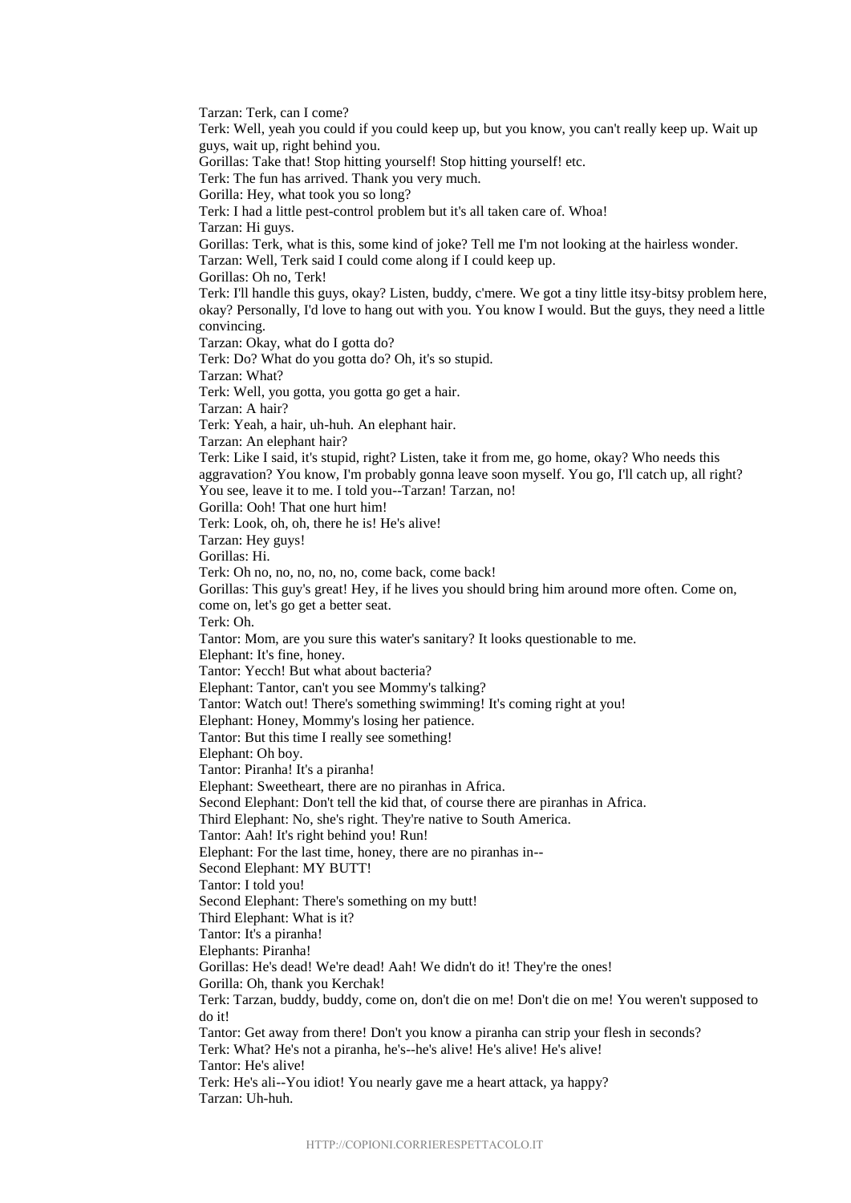Tarzan: Terk, can I come?
Terk: Well, yeah you could if you could keep up, but you know, you can't really keep up. Wait up guys, wait up, right behind you.
Gorillas: Take that! Stop hitting yourself! Stop hitting yourself! etc.
Terk: The fun has arrived. Thank you very much.
Gorilla: Hey, what took you so long?
Terk: I had a little pest-control problem but it's all taken care of. Whoa!
Tarzan: Hi guys.
Gorillas: Terk, what is this, some kind of joke? Tell me I'm not looking at the hairless wonder.
Tarzan: Well, Terk said I could come along if I could keep up.
Gorillas: Oh no, Terk!
Terk: I'll handle this guys, okay? Listen, buddy, c'mere. We got a tiny little itsy-bitsy problem here, okay? Personally, I'd love to hang out with you. You know I would. But the guys, they need a little convincing.
Tarzan: Okay, what do I gotta do?
Terk: Do? What do you gotta do? Oh, it's so stupid.
Tarzan: What?
Terk: Well, you gotta, you gotta go get a hair.
Tarzan: A hair?
Terk: Yeah, a hair, uh-huh. An elephant hair.
Tarzan: An elephant hair?
Terk: Like I said, it's stupid, right? Listen, take it from me, go home, okay? Who needs this aggravation? You know, I'm probably gonna leave soon myself. You go, I'll catch up, all right? You see, leave it to me. I told you--Tarzan! Tarzan, no!
Gorilla: Ooh! That one hurt him!
Terk: Look, oh, oh, there he is! He's alive!
Tarzan: Hey guys!
Gorillas: Hi.
Terk: Oh no, no, no, no, no, come back, come back!
Gorillas: This guy's great! Hey, if he lives you should bring him around more often. Come on, come on, let's go get a better seat.
Terk: Oh.
Tantor: Mom, are you sure this water's sanitary? It looks questionable to me.
Elephant: It's fine, honey.
Tantor: Yecch! But what about bacteria?
Elephant: Tantor, can't you see Mommy's talking?
Tantor: Watch out! There's something swimming! It's coming right at you!
Elephant: Honey, Mommy's losing her patience.
Tantor: But this time I really see something!
Elephant: Oh boy.
Tantor: Piranha! It's a piranha!
Elephant: Sweetheart, there are no piranhas in Africa.
Second Elephant: Don't tell the kid that, of course there are piranhas in Africa.
Third Elephant: No, she's right. They're native to South America.
Tantor: Aah! It's right behind you! Run!
Elephant: For the last time, honey, there are no piranhas in--
Second Elephant: MY BUTT!
Tantor: I told you!
Second Elephant: There's something on my butt!
Third Elephant: What is it?
Tantor: It's a piranha!
Elephants: Piranha!
Gorillas: He's dead! We're dead! Aah! We didn't do it! They're the ones!
Gorilla: Oh, thank you Kerchak!
Terk: Tarzan, buddy, buddy, come on, don't die on me! Don't die on me! You weren't supposed to do it!
Tantor: Get away from there! Don't you know a piranha can strip your flesh in seconds?
Terk: What? He's not a piranha, he's--he's alive! He's alive! He's alive!
Tantor: He's alive!
Terk: He's ali--You idiot! You nearly gave me a heart attack, ya happy?
Tarzan: Uh-huh.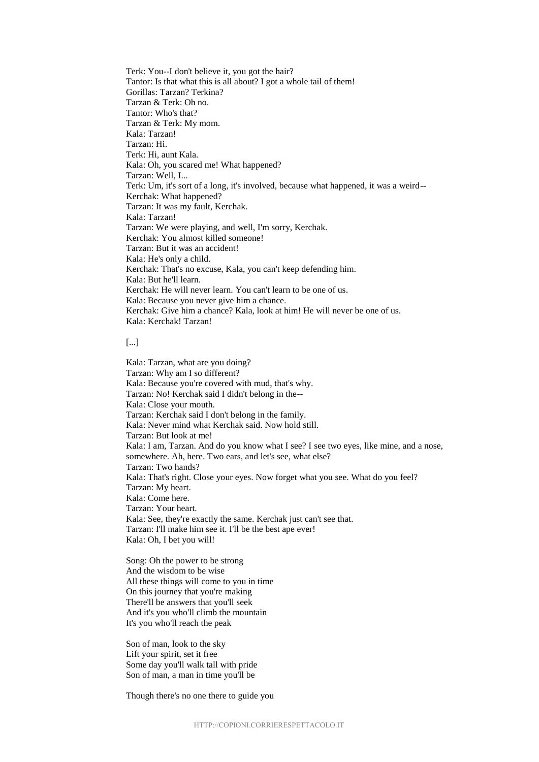Terk: You--I don't believe it, you got the hair?
Tantor: Is that what this is all about? I got a whole tail of them!
Gorillas: Tarzan? Terkina?
Tarzan & Terk: Oh no.
Tantor: Who's that?
Tarzan & Terk: My mom.
Kala: Tarzan!
Tarzan: Hi.
Terk: Hi, aunt Kala.
Kala: Oh, you scared me! What happened?
Tarzan: Well, I...
Terk: Um, it's sort of a long, it's involved, because what happened, it was a weird--
Kerchak: What happened?
Tarzan: It was my fault, Kerchak.
Kala: Tarzan!
Tarzan: We were playing, and well, I'm sorry, Kerchak.
Kerchak: You almost killed someone!
Tarzan: But it was an accident!
Kala: He's only a child.
Kerchak: That's no excuse, Kala, you can't keep defending him.
Kala: But he'll learn.
Kerchak: He will never learn. You can't learn to be one of us.
Kala: Because you never give him a chance.
Kerchak: Give him a chance? Kala, look at him! He will never be one of us.
Kala: Kerchak! Tarzan!

[...]

Kala: Tarzan, what are you doing?
Tarzan: Why am I so different?
Kala: Because you're covered with mud, that's why.
Tarzan: No! Kerchak said I didn't belong in the--
Kala: Close your mouth.
Tarzan: Kerchak said I don't belong in the family.
Kala: Never mind what Kerchak said. Now hold still.
Tarzan: But look at me!
Kala: I am, Tarzan. And do you know what I see? I see two eyes, like mine, and a nose, somewhere. Ah, here. Two ears, and let's see, what else?
Tarzan: Two hands?
Kala: That's right. Close your eyes. Now forget what you see. What do you feel?
Tarzan: My heart.
Kala: Come here.
Tarzan: Your heart.
Kala: See, they're exactly the same. Kerchak just can't see that.
Tarzan: I'll make him see it. I'll be the best ape ever!
Kala: Oh, I bet you will!

Song: Oh the power to be strong
And the wisdom to be wise
All these things will come to you in time
On this journey that you're making
There'll be answers that you'll seek
And it's you who'll climb the mountain
It's you who'll reach the peak

Son of man, look to the sky
Lift your spirit, set it free
Some day you'll walk tall with pride
Son of man, a man in time you'll be

Though there's no one there to guide you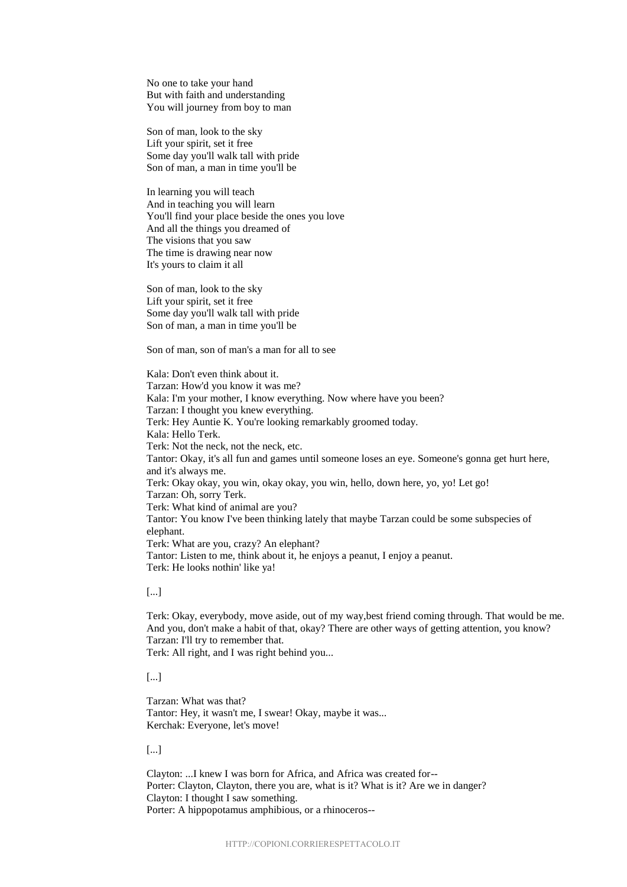No one to take your hand
But with faith and understanding
You will journey from boy to man

Son of man, look to the sky
Lift your spirit, set it free
Some day you'll walk tall with pride
Son of man, a man in time you'll be

In learning you will teach
And in teaching you will learn
You'll find your place beside the ones you love
And all the things you dreamed of
The visions that you saw
The time is drawing near now
It's yours to claim it all

Son of man, look to the sky
Lift your spirit, set it free
Some day you'll walk tall with pride
Son of man, a man in time you'll be

Son of man, son of man's a man for all to see

Kala: Don't even think about it.
Tarzan: How'd you know it was me?
Kala: I'm your mother, I know everything. Now where have you been?
Tarzan: I thought you knew everything.
Terk: Hey Auntie K. You're looking remarkably groomed today.
Kala: Hello Terk.
Terk: Not the neck, not the neck, etc.
Tantor: Okay, it's all fun and games until someone loses an eye. Someone's gonna get hurt here, and it's always me.
Terk: Okay okay, you win, okay okay, you win, hello, down here, yo, yo! Let go!
Tarzan: Oh, sorry Terk.
Terk: What kind of animal are you?
Tantor: You know I've been thinking lately that maybe Tarzan could be some subspecies of elephant.
Terk: What are you, crazy? An elephant?
Tantor: Listen to me, think about it, he enjoys a peanut, I enjoy a peanut.
Terk: He looks nothin' like ya!

[...]

Terk: Okay, everybody, move aside, out of my way,best friend coming through. That would be me. And you, don't make a habit of that, okay? There are other ways of getting attention, you know?
Tarzan: I'll try to remember that.
Terk: All right, and I was right behind you...

[...]

Tarzan: What was that?
Tantor: Hey, it wasn't me, I swear! Okay, maybe it was...
Kerchak: Everyone, let's move!

[...]

Clayton: ...I knew I was born for Africa, and Africa was created for--
Porter: Clayton, Clayton, there you are, what is it? What is it? Are we in danger?
Clayton: I thought I saw something.
Porter: A hippopotamus amphibious, or a rhinoceros--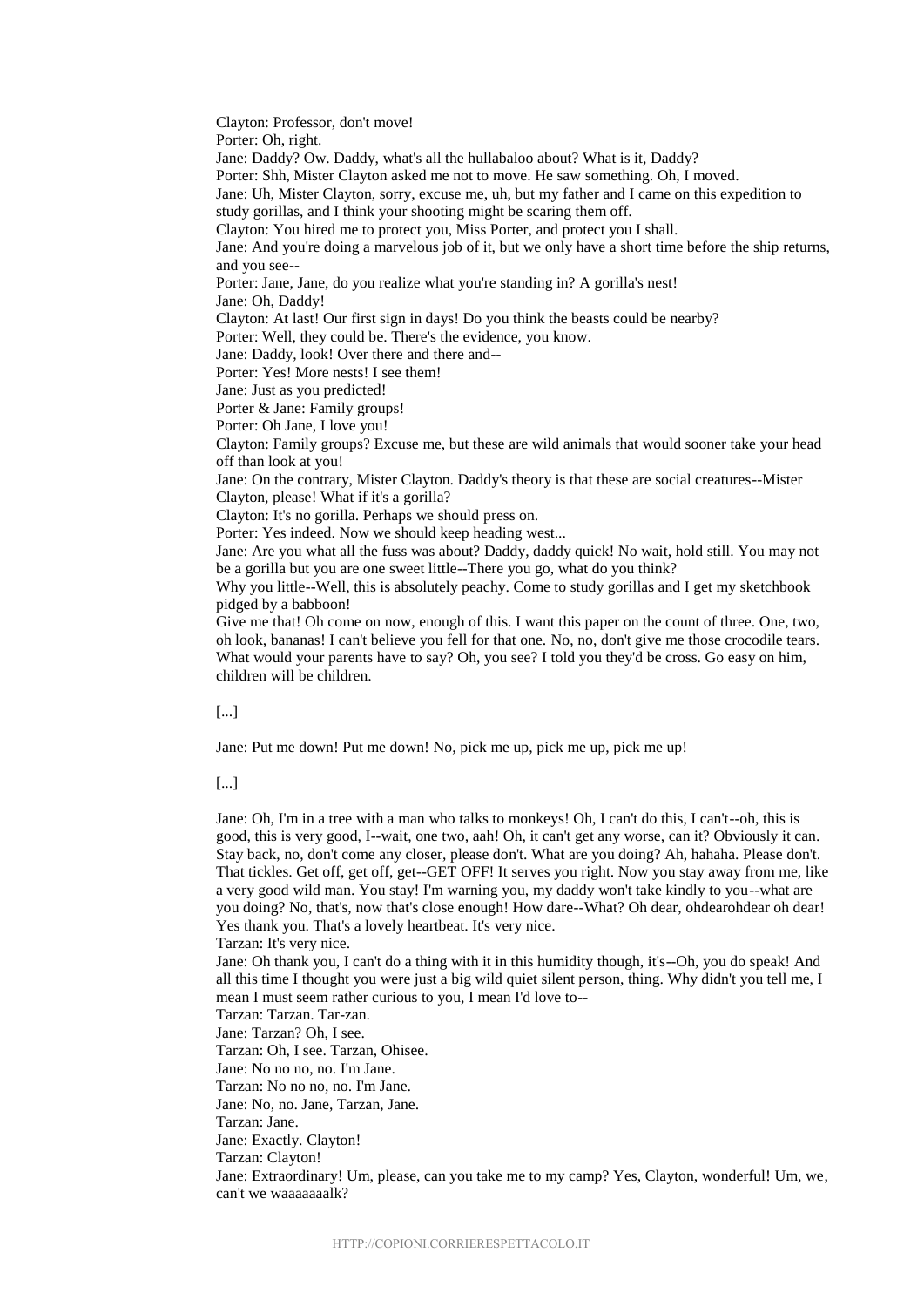Clayton: Professor, don't move!
Porter: Oh, right.
Jane: Daddy? Ow. Daddy, what's all the hullabaloo about? What is it, Daddy?
Porter: Shh, Mister Clayton asked me not to move. He saw something. Oh, I moved.
Jane: Uh, Mister Clayton, sorry, excuse me, uh, but my father and I came on this expedition to study gorillas, and I think your shooting might be scaring them off.
Clayton: You hired me to protect you, Miss Porter, and protect you I shall.
Jane: And you're doing a marvelous job of it, but we only have a short time before the ship returns, and you see--
Porter: Jane, Jane, do you realize what you're standing in? A gorilla's nest!
Jane: Oh, Daddy!
Clayton: At last! Our first sign in days! Do you think the beasts could be nearby?
Porter: Well, they could be. There's the evidence, you know.
Jane: Daddy, look! Over there and there and--
Porter: Yes! More nests! I see them!
Jane: Just as you predicted!
Porter & Jane: Family groups!
Porter: Oh Jane, I love you!
Clayton: Family groups? Excuse me, but these are wild animals that would sooner take your head off than look at you!
Jane: On the contrary, Mister Clayton. Daddy's theory is that these are social creatures--Mister Clayton, please! What if it's a gorilla?
Clayton: It's no gorilla. Perhaps we should press on.
Porter: Yes indeed. Now we should keep heading west...
Jane: Are you what all the fuss was about? Daddy, daddy quick! No wait, hold still. You may not be a gorilla but you are one sweet little--There you go, what do you think?
Why you little--Well, this is absolutely peachy. Come to study gorillas and I get my sketchbook pidged by a babboon!
Give me that! Oh come on now, enough of this. I want this paper on the count of three. One, two, oh look, bananas! I can't believe you fell for that one. No, no, don't give me those crocodile tears. What would your parents have to say? Oh, you see? I told you they'd be cross. Go easy on him, children will be children.

[...]

Jane: Put me down! Put me down! No, pick me up, pick me up, pick me up!

[...]

Jane: Oh, I'm in a tree with a man who talks to monkeys! Oh, I can't do this, I can't--oh, this is good, this is very good, I--wait, one two, aah! Oh, it can't get any worse, can it? Obviously it can. Stay back, no, don't come any closer, please don't. What are you doing? Ah, hahaha. Please don't. That tickles. Get off, get off, get--GET OFF! It serves you right. Now you stay away from me, like a very good wild man. You stay! I'm warning you, my daddy won't take kindly to you--what are you doing? No, that's, now that's close enough! How dare--What? Oh dear, ohdearohdear oh dear! Yes thank you. That's a lovely heartbeat. It's very nice.
Tarzan: It's very nice.
Jane: Oh thank you, I can't do a thing with it in this humidity though, it's--Oh, you do speak! And all this time I thought you were just a big wild quiet silent person, thing. Why didn't you tell me, I mean I must seem rather curious to you, I mean I'd love to--
Tarzan: Tarzan. Tar-zan.
Jane: Tarzan? Oh, I see.
Tarzan: Oh, I see. Tarzan, Ohisee.
Jane: No no no, no. I'm Jane.
Tarzan: No no no, no. I'm Jane.
Jane: No, no. Jane, Tarzan, Jane.
Tarzan: Jane.
Jane: Exactly. Clayton!
Tarzan: Clayton!
Jane: Extraordinary! Um, please, can you take me to my camp? Yes, Clayton, wonderful! Um, we, can't we waaaaaaalk?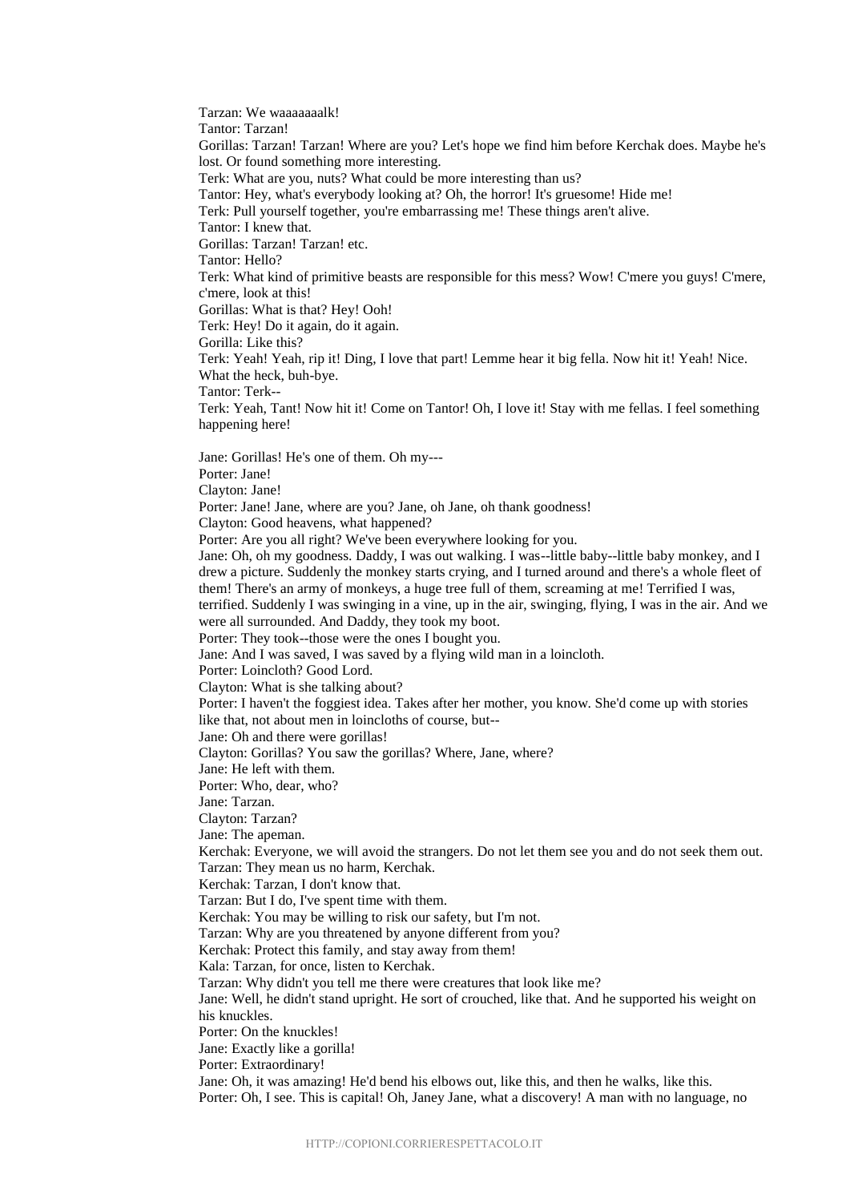Tarzan: We waaaaaaalk!

Tantor: Tarzan!

Gorillas: Tarzan! Tarzan! Where are you? Let's hope we find him before Kerchak does. Maybe he's lost. Or found something more interesting.

Terk: What are you, nuts? What could be more interesting than us?

Tantor: Hey, what's everybody looking at? Oh, the horror! It's gruesome! Hide me!

Terk: Pull yourself together, you're embarrassing me! These things aren't alive.

Tantor: I knew that.

Gorillas: Tarzan! Tarzan! etc.

Tantor: Hello?

Terk: What kind of primitive beasts are responsible for this mess? Wow! C'mere you guys! C'mere, c'mere, look at this!

Gorillas: What is that? Hey! Ooh!

Terk: Hey! Do it again, do it again.

Gorilla: Like this?

Terk: Yeah! Yeah, rip it! Ding, I love that part! Lemme hear it big fella. Now hit it! Yeah! Nice. What the heck, buh-bye.

Tantor: Terk--

Terk: Yeah, Tant! Now hit it! Come on Tantor! Oh, I love it! Stay with me fellas. I feel something happening here!

Jane: Gorillas! He's one of them. Oh my---

Porter: Jane!

Clayton: Jane!

Porter: Jane! Jane, where are you? Jane, oh Jane, oh thank goodness!

Clayton: Good heavens, what happened?

Porter: Are you all right? We've been everywhere looking for you.

Jane: Oh, oh my goodness. Daddy, I was out walking. I was--little baby--little baby monkey, and I drew a picture. Suddenly the monkey starts crying, and I turned around and there's a whole fleet of them! There's an army of monkeys, a huge tree full of them, screaming at me! Terrified I was, terrified. Suddenly I was swinging in a vine, up in the air, swinging, flying, I was in the air. And we were all surrounded. And Daddy, they took my boot.

Porter: They took--those were the ones I bought you.

Jane: And I was saved, I was saved by a flying wild man in a loincloth.

Porter: Loincloth? Good Lord.

Clayton: What is she talking about?

Porter: I haven't the foggiest idea. Takes after her mother, you know. She'd come up with stories like that, not about men in loincloths of course, but--

Jane: Oh and there were gorillas!

Clayton: Gorillas? You saw the gorillas? Where, Jane, where?

Jane: He left with them.

Porter: Who, dear, who?

Jane: Tarzan.

Clayton: Tarzan?

Jane: The apeman.

Kerchak: Everyone, we will avoid the strangers. Do not let them see you and do not seek them out.

Tarzan: They mean us no harm, Kerchak.

Kerchak: Tarzan, I don't know that.

Tarzan: But I do, I've spent time with them.

Kerchak: You may be willing to risk our safety, but I'm not.

Tarzan: Why are you threatened by anyone different from you?

Kerchak: Protect this family, and stay away from them!

Kala: Tarzan, for once, listen to Kerchak.

Tarzan: Why didn't you tell me there were creatures that look like me?

Jane: Well, he didn't stand upright. He sort of crouched, like that. And he supported his weight on his knuckles.

Porter: On the knuckles!

Jane: Exactly like a gorilla!

Porter: Extraordinary!

Jane: Oh, it was amazing! He'd bend his elbows out, like this, and then he walks, like this.

Porter: Oh, I see. This is capital! Oh, Janey Jane, what a discovery! A man with no language, no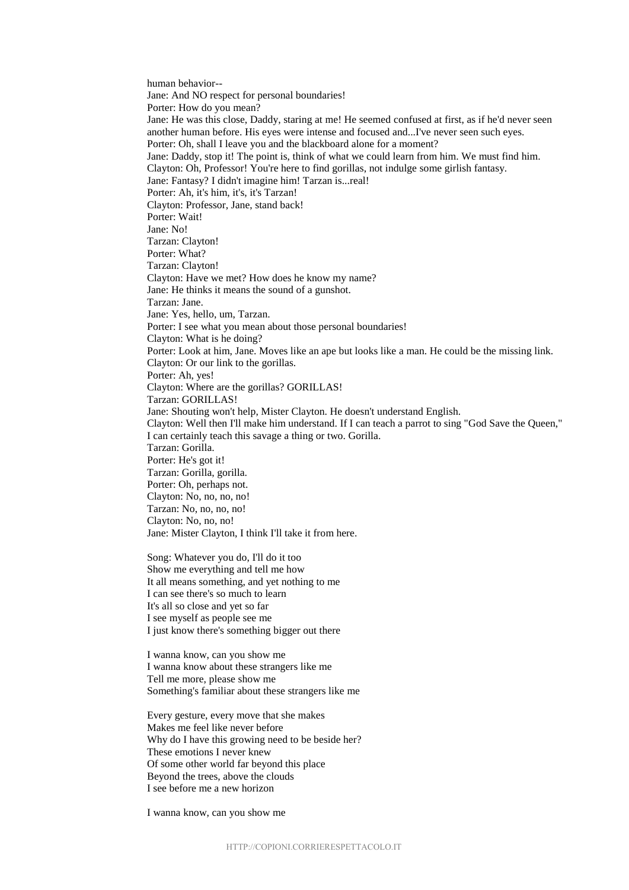human behavior--
Jane: And NO respect for personal boundaries!
Porter: How do you mean?
Jane: He was this close, Daddy, staring at me! He seemed confused at first, as if he'd never seen another human before. His eyes were intense and focused and...I've never seen such eyes.
Porter: Oh, shall I leave you and the blackboard alone for a moment?
Jane: Daddy, stop it! The point is, think of what we could learn from him. We must find him.
Clayton: Oh, Professor! You're here to find gorillas, not indulge some girlish fantasy.
Jane: Fantasy? I didn't imagine him! Tarzan is...real!
Porter: Ah, it's him, it's, it's Tarzan!
Clayton: Professor, Jane, stand back!
Porter: Wait!
Jane: No!
Tarzan: Clayton!
Porter: What?
Tarzan: Clayton!
Clayton: Have we met? How does he know my name?
Jane: He thinks it means the sound of a gunshot.
Tarzan: Jane.
Jane: Yes, hello, um, Tarzan.
Porter: I see what you mean about those personal boundaries!
Clayton: What is he doing?
Porter: Look at him, Jane. Moves like an ape but looks like a man. He could be the missing link.
Clayton: Or our link to the gorillas.
Porter: Ah, yes!
Clayton: Where are the gorillas? GORILLAS!
Tarzan: GORILLAS!
Jane: Shouting won't help, Mister Clayton. He doesn't understand English.
Clayton: Well then I'll make him understand. If I can teach a parrot to sing "God Save the Queen," I can certainly teach this savage a thing or two. Gorilla.
Tarzan: Gorilla.
Porter: He's got it!
Tarzan: Gorilla, gorilla.
Porter: Oh, perhaps not.
Clayton: No, no, no, no!
Tarzan: No, no, no, no!
Clayton: No, no, no!
Jane: Mister Clayton, I think I'll take it from here.

Song: Whatever you do, I'll do it too
Show me everything and tell me how
It all means something, and yet nothing to me
I can see there's so much to learn
It's all so close and yet so far
I see myself as people see me
I just know there's something bigger out there

I wanna know, can you show me
I wanna know about these strangers like me
Tell me more, please show me
Something's familiar about these strangers like me

Every gesture, every move that she makes
Makes me feel like never before
Why do I have this growing need to be beside her?
These emotions I never knew
Of some other world far beyond this place
Beyond the trees, above the clouds
I see before me a new horizon

I wanna know, can you show me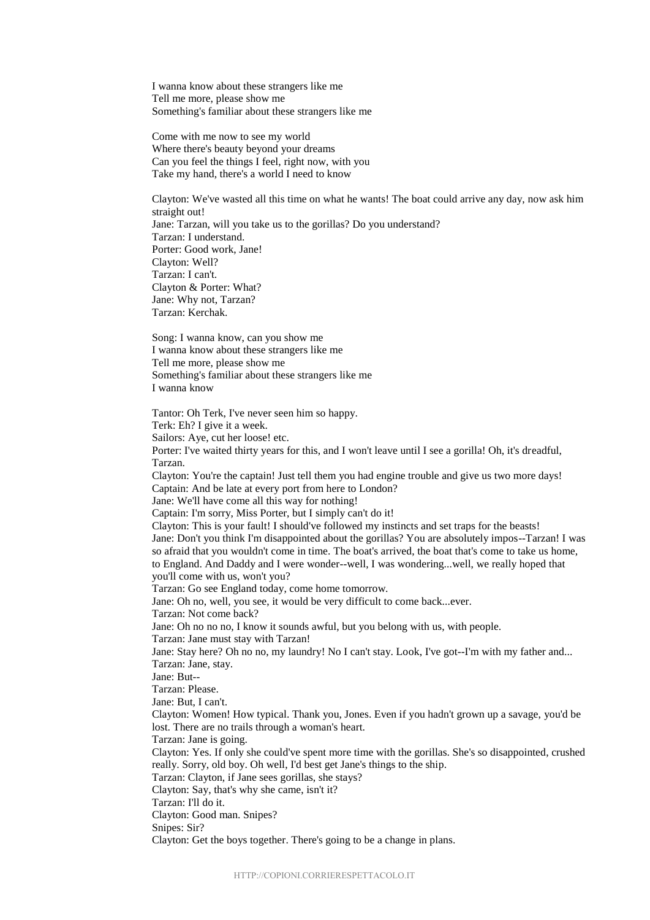I wanna know about these strangers like me
Tell me more, please show me
Something's familiar about these strangers like me

Come with me now to see my world
Where there's beauty beyond your dreams
Can you feel the things I feel, right now, with you
Take my hand, there's a world I need to know

Clayton: We've wasted all this time on what he wants! The boat could arrive any day, now ask him straight out!
Jane: Tarzan, will you take us to the gorillas? Do you understand?
Tarzan: I understand.
Porter: Good work, Jane!
Clayton: Well?
Tarzan: I can't.
Clayton & Porter: What?
Jane: Why not, Tarzan?
Tarzan: Kerchak.

Song: I wanna know, can you show me
I wanna know about these strangers like me
Tell me more, please show me
Something's familiar about these strangers like me
I wanna know

Tantor: Oh Terk, I've never seen him so happy.
Terk: Eh? I give it a week.
Sailors: Aye, cut her loose! etc.
Porter: I've waited thirty years for this, and I won't leave until I see a gorilla! Oh, it's dreadful, Tarzan.
Clayton: You're the captain! Just tell them you had engine trouble and give us two more days!
Captain: And be late at every port from here to London?
Jane: We'll have come all this way for nothing!
Captain: I'm sorry, Miss Porter, but I simply can't do it!
Clayton: This is your fault! I should've followed my instincts and set traps for the beasts!
Jane: Don't you think I'm disappointed about the gorillas? You are absolutely impos--Tarzan! I was so afraid that you wouldn't come in time. The boat's arrived, the boat that's come to take us home, to England. And Daddy and I were wonder--well, I was wondering...well, we really hoped that you'll come with us, won't you?
Tarzan: Go see England today, come home tomorrow.
Jane: Oh no, well, you see, it would be very difficult to come back...ever.
Tarzan: Not come back?
Jane: Oh no no no, I know it sounds awful, but you belong with us, with people.
Tarzan: Jane must stay with Tarzan!
Jane: Stay here? Oh no no, my laundry! No I can't stay. Look, I've got--I'm with my father and...
Tarzan: Jane, stay.
Jane: But--
Tarzan: Please.
Jane: But, I can't.
Clayton: Women! How typical. Thank you, Jones. Even if you hadn't grown up a savage, you'd be lost. There are no trails through a woman's heart.
Tarzan: Jane is going.
Clayton: Yes. If only she could've spent more time with the gorillas. She's so disappointed, crushed really. Sorry, old boy. Oh well, I'd best get Jane's things to the ship.
Tarzan: Clayton, if Jane sees gorillas, she stays?
Clayton: Say, that's why she came, isn't it?
Tarzan: I'll do it.
Clayton: Good man. Snipes?
Snipes: Sir?
Clayton: Get the boys together. There's going to be a change in plans.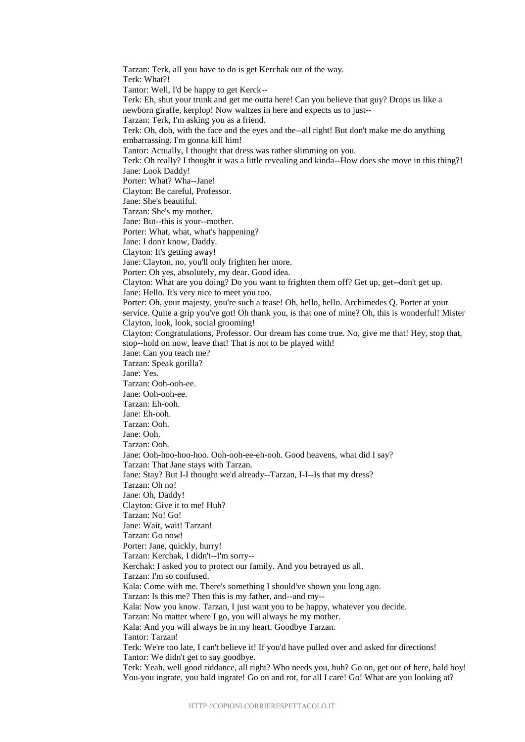Tarzan: Terk, all you have to do is get Kerchak out of the way.
Terk: What?!
Tantor: Well, I'd be happy to get Kerck--
Terk: Eh, shut your trunk and get me outta here! Can you believe that guy? Drops us like a newborn giraffe, kerplop! Now waltzes in here and expects us to just--
Tarzan: Terk, I'm asking you as a friend.
Terk: Oh, doh, with the face and the eyes and the--all right! But don't make me do anything embarrassing. I'm gonna kill him!
Tantor: Actually, I thought that dress was rather slimming on you.
Terk: Oh really? I thought it was a little revealing and kinda--How does she move in this thing?!
Jane: Look Daddy!
Porter: What? Wha--Jane!
Clayton: Be careful, Professor.
Jane: She's beautiful.
Tarzan: She's my mother.
Jane: But--this is your--mother.
Porter: What, what, what's happening?
Jane: I don't know, Daddy.
Clayton: It's getting away!
Jane: Clayton, no, you'll only frighten her more.
Porter: Oh yes, absolutely, my dear. Good idea.
Clayton: What are you doing? Do you want to frighten them off? Get up, get--don't get up.
Jane: Hello. It's very nice to meet you too.
Porter: Oh, your majesty, you're such a tease! Oh, hello, hello. Archimedes Q. Porter at your service. Quite a grip you've got! Oh thank you, is that one of mine? Oh, this is wonderful! Mister Clayton, look, look, social grooming!
Clayton: Congratulations, Professor. Our dream has come true. No, give me that! Hey, stop that, stop--hold on now, leave that! That is not to be played with!
Jane: Can you teach me?
Tarzan: Speak gorilla?
Jane: Yes.
Tarzan: Ooh-ooh-ee.
Jane: Ooh-ooh-ee.
Tarzan: Eh-ooh.
Jane: Eh-ooh.
Tarzan: Ooh.
Jane: Ooh.
Tarzan: Ooh.
Jane: Ooh-hoo-hoo-hoo. Ooh-ooh-ee-eh-ooh. Good heavens, what did I say?
Tarzan: That Jane stays with Tarzan.
Jane: Stay? But I-I thought we'd already--Tarzan, I-I--Is that my dress?
Tarzan: Oh no!
Jane: Oh, Daddy!
Clayton: Give it to me! Huh?
Tarzan: No! Go!
Jane: Wait, wait! Tarzan!
Tarzan: Go now!
Porter: Jane, quickly, hurry!
Tarzan: Kerchak, I didn't--I'm sorry--
Kerchak: I asked you to protect our family. And you betrayed us all.
Tarzan: I'm so confused.
Kala: Come with me. There's something I should've shown you long ago.
Tarzan: Is this me? Then this is my father, and--and my--
Kala: Now you know. Tarzan, I just want you to be happy, whatever you decide.
Tarzan: No matter where I go, you will always be my mother.
Kala: And you will always be in my heart. Goodbye Tarzan.
Tantor: Tarzan!
Terk: We're too late, I can't believe it! If you'd have pulled over and asked for directions!
Tantor: We didn't get to say goodbye.
Terk: Yeah, well good riddance, all right? Who needs you, huh? Go on, get out of here, bald boy! You-you ingrate, you bald ingrate! Go on and rot, for all I care! Go! What are you looking at?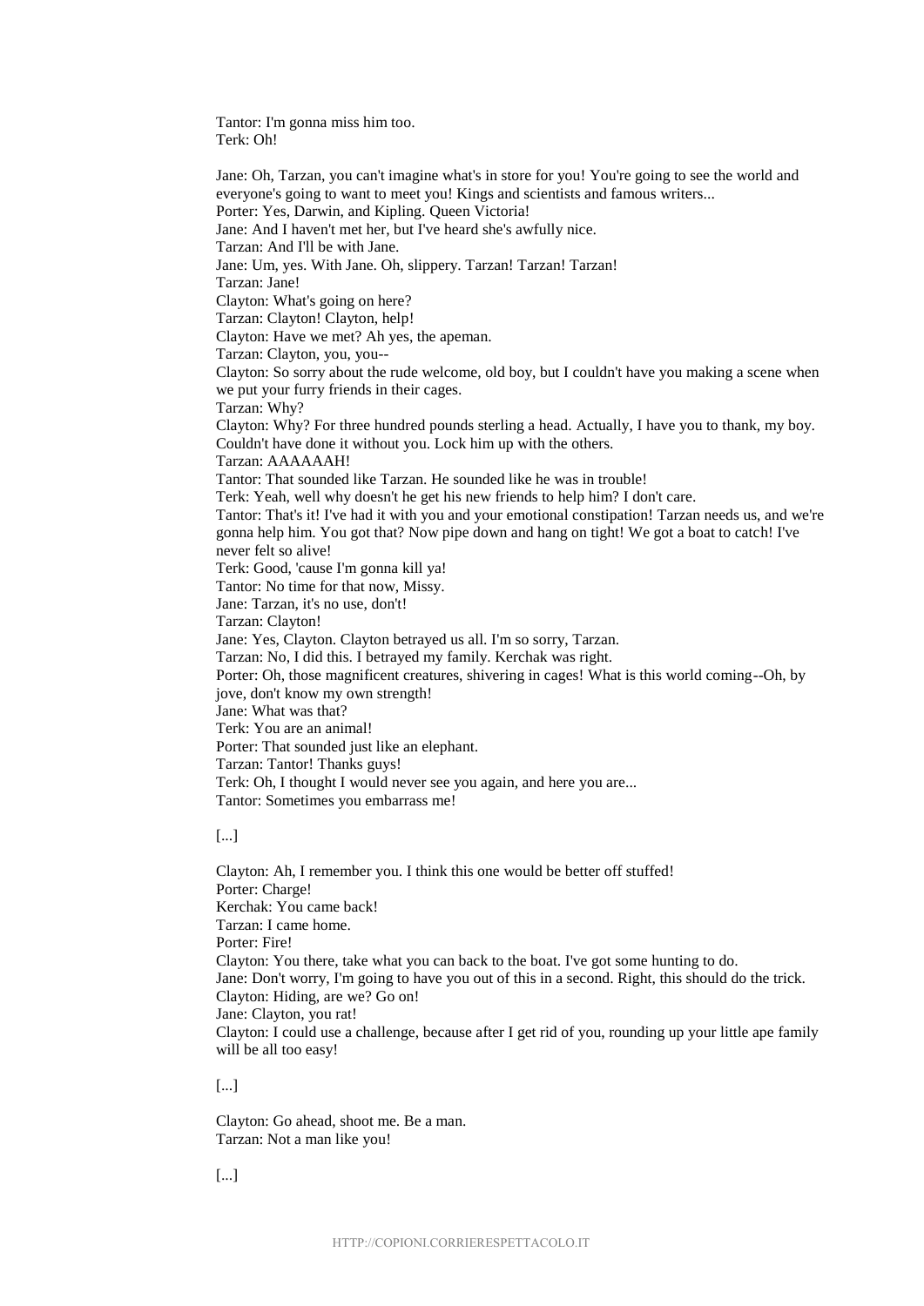Tantor: I'm gonna miss him too.
Terk: Oh!

Jane: Oh, Tarzan, you can't imagine what's in store for you! You're going to see the world and everyone's going to want to meet you! Kings and scientists and famous writers...
Porter: Yes, Darwin, and Kipling. Queen Victoria!
Jane: And I haven't met her, but I've heard she's awfully nice.
Tarzan: And I'll be with Jane.
Jane: Um, yes. With Jane. Oh, slippery. Tarzan! Tarzan! Tarzan!
Tarzan: Jane!
Clayton: What's going on here?
Tarzan: Clayton! Clayton, help!
Clayton: Have we met? Ah yes, the apeman.
Tarzan: Clayton, you, you--
Clayton: So sorry about the rude welcome, old boy, but I couldn't have you making a scene when we put your furry friends in their cages.
Tarzan: Why?
Clayton: Why? For three hundred pounds sterling a head. Actually, I have you to thank, my boy. Couldn't have done it without you. Lock him up with the others.
Tarzan: AAAAAAH!
Tantor: That sounded like Tarzan. He sounded like he was in trouble!
Terk: Yeah, well why doesn't he get his new friends to help him? I don't care.
Tantor: That's it! I've had it with you and your emotional constipation! Tarzan needs us, and we're gonna help him. You got that? Now pipe down and hang on tight! We got a boat to catch! I've never felt so alive!
Terk: Good, 'cause I'm gonna kill ya!
Tantor: No time for that now, Missy.
Jane: Tarzan, it's no use, don't!
Tarzan: Clayton!
Jane: Yes, Clayton. Clayton betrayed us all. I'm so sorry, Tarzan.
Tarzan: No, I did this. I betrayed my family. Kerchak was right.
Porter: Oh, those magnificent creatures, shivering in cages! What is this world coming--Oh, by jove, don't know my own strength!
Jane: What was that?
Terk: You are an animal!
Porter: That sounded just like an elephant.
Tarzan: Tantor! Thanks guys!
Terk: Oh, I thought I would never see you again, and here you are...
Tantor: Sometimes you embarrass me!

[...]

Clayton: Ah, I remember you. I think this one would be better off stuffed!
Porter: Charge!
Kerchak: You came back!
Tarzan: I came home.
Porter: Fire!
Clayton: You there, take what you can back to the boat. I've got some hunting to do.
Jane: Don't worry, I'm going to have you out of this in a second. Right, this should do the trick.
Clayton: Hiding, are we? Go on!
Jane: Clayton, you rat!
Clayton: I could use a challenge, because after I get rid of you, rounding up your little ape family will be all too easy!

[...]

Clayton: Go ahead, shoot me. Be a man.
Tarzan: Not a man like you!

[...]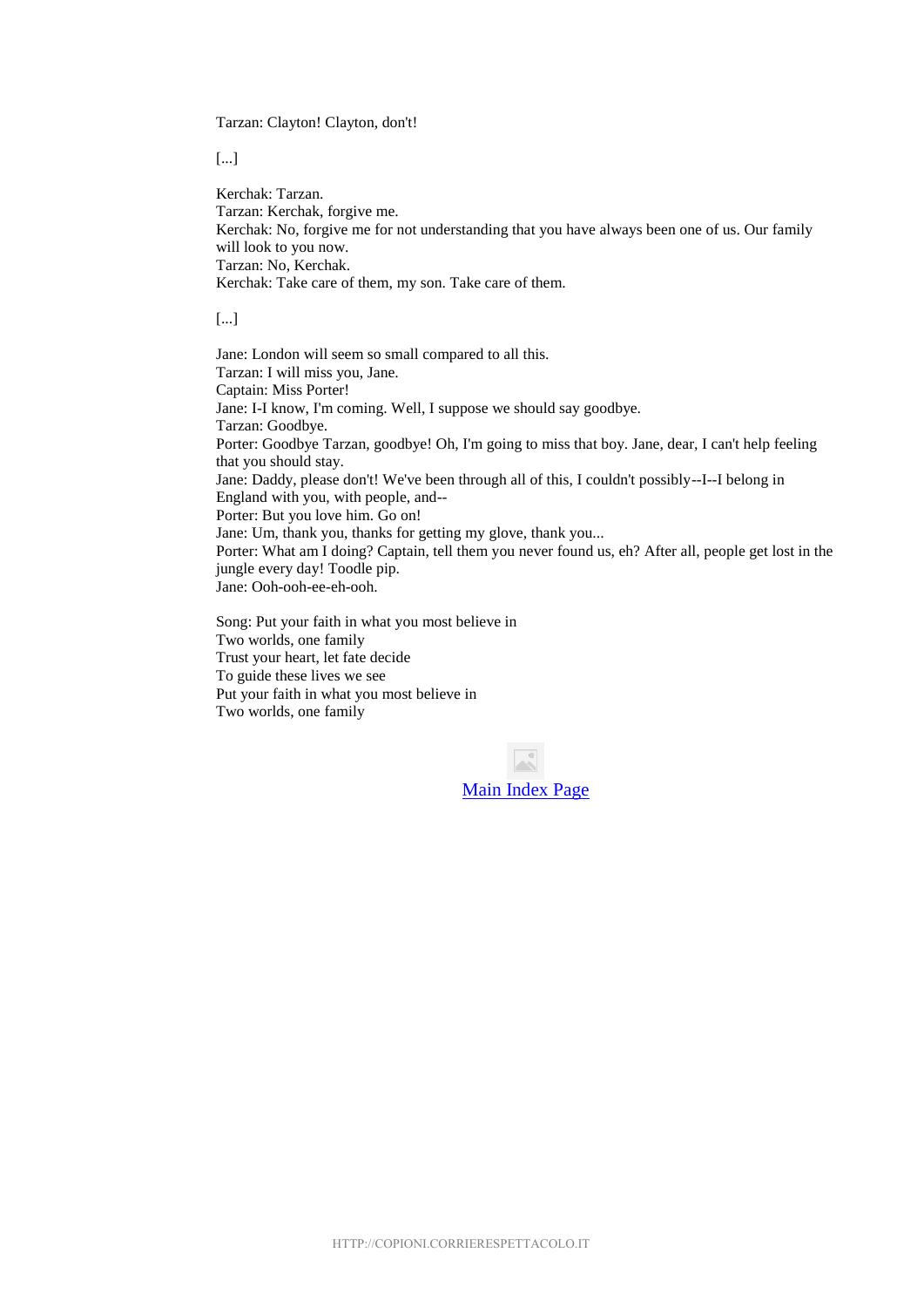Tarzan: Clayton! Clayton, don't!

[...]

Kerchak: Tarzan.
Tarzan: Kerchak, forgive me.
Kerchak: No, forgive me for not understanding that you have always been one of us. Our family will look to you now.
Tarzan: No, Kerchak.
Kerchak: Take care of them, my son. Take care of them.

[...]

Jane: London will seem so small compared to all this.
Tarzan: I will miss you, Jane.
Captain: Miss Porter!
Jane: I-I know, I'm coming. Well, I suppose we should say goodbye.
Tarzan: Goodbye.
Porter: Goodbye Tarzan, goodbye! Oh, I'm going to miss that boy. Jane, dear, I can't help feeling that you should stay.
Jane: Daddy, please don't! We've been through all of this, I couldn't possibly--I--I belong in England with you, with people, and--
Porter: But you love him. Go on!
Jane: Um, thank you, thanks for getting my glove, thank you...
Porter: What am I doing? Captain, tell them you never found us, eh? After all, people get lost in the jungle every day! Toodle pip.
Jane: Ooh-ooh-ee-eh-ooh.

Song: Put your faith in what you most believe in
Two worlds, one family
Trust your heart, let fate decide
To guide these lives we see
Put your faith in what you most believe in
Two worlds, one family

Main Index Page